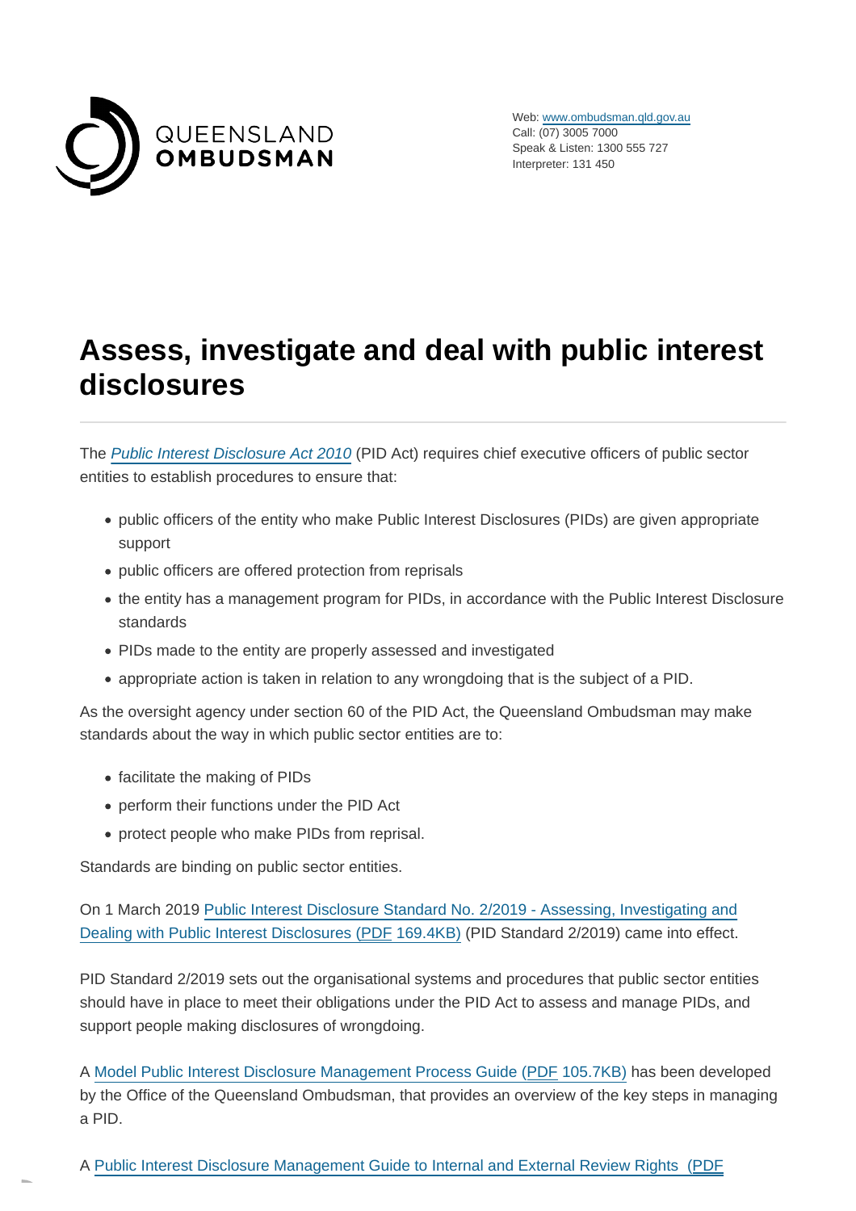QUEENSLAND OMBUDSMAN

Web: www.ombudsman.qld.gov.au
Call: (07) 3005 7000
Speak & Listen: 1300 555 727
Interpreter: 131 450

# Assess, investigate and deal with public interest disclosures

The *Public Interest Disclosure Act 2010* (PID Act) requires chief executive officers of public sector entities to establish procedures to ensure that:

- public officers of the entity who make Public Interest Disclosures (PIDs) are given appropriate support
- public officers are offered protection from reprisals
- the entity has a management program for PIDs, in accordance with the Public Interest Disclosure standards
- PIDs made to the entity are properly assessed and investigated
- appropriate action is taken in relation to any wrongdoing that is the subject of a PID.

As the oversight agency under section 60 of the PID Act, the Queensland Ombudsman may make standards about the way in which public sector entities are to:

- facilitate the making of PIDs
- perform their functions under the PID Act
- protect people who make PIDs from reprisal.

Standards are binding on public sector entities.

On 1 March 2019 Public Interest Disclosure Standard No. 2/2019 - Assessing, Investigating and Dealing with Public Interest Disclosures (PDF 169.4KB) (PID Standard 2/2019) came into effect.

PID Standard 2/2019 sets out the organisational systems and procedures that public sector entities should have in place to meet their obligations under the PID Act to assess and manage PIDs, and support people making disclosures of wrongdoing.

A Model Public Interest Disclosure Management Process Guide (PDF 105.7KB) has been developed by the Office of the Queensland Ombudsman, that provides an overview of the key steps in managing a PID.

A Public Interest Disclosure Management Guide to Internal and External Review Rights (PDF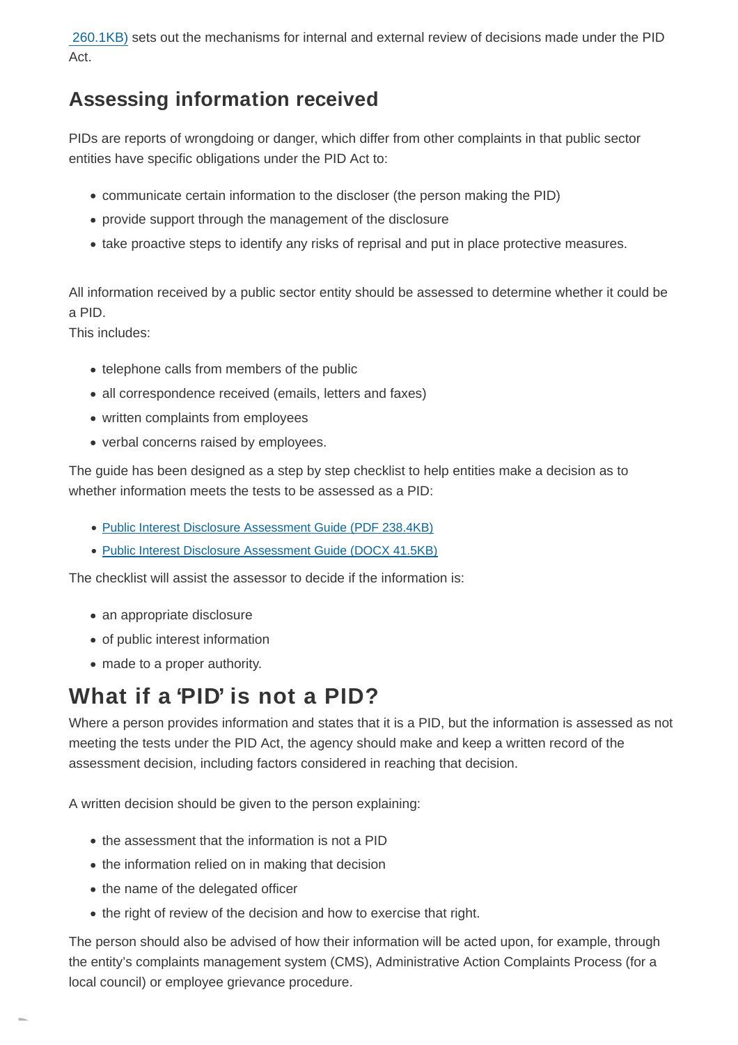260.1KB) sets out the mechanisms for internal and external review of decisions made under the PID Act.

## Assessing information received

PIDs are reports of wrongdoing or danger, which differ from other complaints in that public sector entities have specific obligations under the PID Act to:

- communicate certain information to the discloser (the person making the PID)
- provide support through the management of the disclosure
- take proactive steps to identify any risks of reprisal and put in place protective measures.

All information received by a public sector entity should be assessed to determine whether it could be a PID.
This includes:

- telephone calls from members of the public
- all correspondence received (emails, letters and faxes)
- written complaints from employees
- verbal concerns raised by employees.

The guide has been designed as a step by step checklist to help entities make a decision as to whether information meets the tests to be assessed as a PID:

- Public Interest Disclosure Assessment Guide (PDF 238.4KB)
- Public Interest Disclosure Assessment Guide (DOCX 41.5KB)

The checklist will assist the assessor to decide if the information is:

- an appropriate disclosure
- of public interest information
- made to a proper authority.

# What if a 'PID' is not a PID?

Where a person provides information and states that it is a PID, but the information is assessed as not meeting the tests under the PID Act, the agency should make and keep a written record of the assessment decision, including factors considered in reaching that decision.

A written decision should be given to the person explaining:

- the assessment that the information is not a PID
- the information relied on in making that decision
- the name of the delegated officer
- the right of review of the decision and how to exercise that right.

The person should also be advised of how their information will be acted upon, for example, through the entity's complaints management system (CMS), Administrative Action Complaints Process (for a local council) or employee grievance procedure.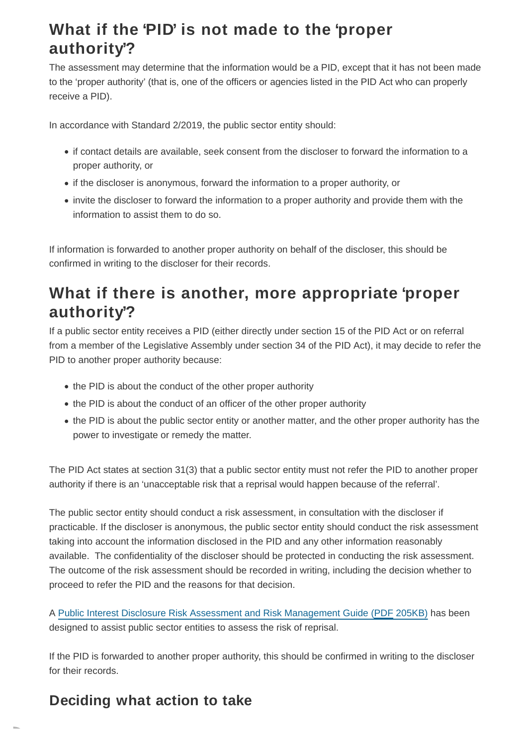## What if the 'PID' is not made to the 'proper authority'?

The assessment may determine that the information would be a PID, except that it has not been made to the 'proper authority' (that is, one of the officers or agencies listed in the PID Act who can properly receive a PID).

In accordance with Standard 2/2019, the public sector entity should:

- if contact details are available, seek consent from the discloser to forward the information to a proper authority, or
- if the discloser is anonymous, forward the information to a proper authority, or
- invite the discloser to forward the information to a proper authority and provide them with the information to assist them to do so.

If information is forwarded to another proper authority on behalf of the discloser, this should be confirmed in writing to the discloser for their records.

## What if there is another, more appropriate 'proper authority'?

If a public sector entity receives a PID (either directly under section 15 of the PID Act or on referral from a member of the Legislative Assembly under section 34 of the PID Act), it may decide to refer the PID to another proper authority because:

- the PID is about the conduct of the other proper authority
- the PID is about the conduct of an officer of the other proper authority
- the PID is about the public sector entity or another matter, and the other proper authority has the power to investigate or remedy the matter.

The PID Act states at section 31(3) that a public sector entity must not refer the PID to another proper authority if there is an 'unacceptable risk that a reprisal would happen because of the referral'.

The public sector entity should conduct a risk assessment, in consultation with the discloser if practicable. If the discloser is anonymous, the public sector entity should conduct the risk assessment taking into account the information disclosed in the PID and any other information reasonably available. The confidentiality of the discloser should be protected in conducting the risk assessment. The outcome of the risk assessment should be recorded in writing, including the decision whether to proceed to refer the PID and the reasons for that decision.

A Public Interest Disclosure Risk Assessment and Risk Management Guide (PDF 205KB) has been designed to assist public sector entities to assess the risk of reprisal.

If the PID is forwarded to another proper authority, this should be confirmed in writing to the discloser for their records.

## Deciding what action to take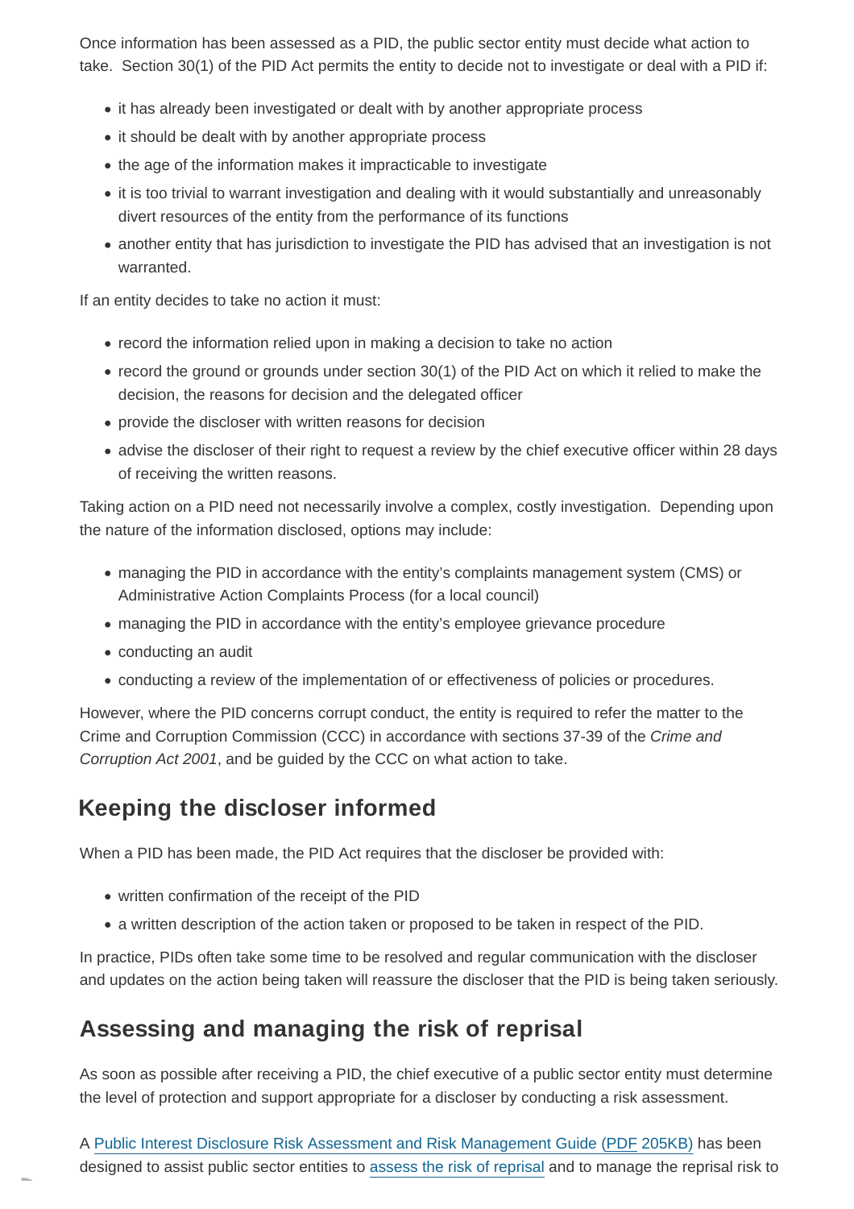Once information has been assessed as a PID, the public sector entity must decide what action to take. Section 30(1) of the PID Act permits the entity to decide not to investigate or deal with a PID if:

- it has already been investigated or dealt with by another appropriate process
- it should be dealt with by another appropriate process
- the age of the information makes it impracticable to investigate
- it is too trivial to warrant investigation and dealing with it would substantially and unreasonably divert resources of the entity from the performance of its functions
- another entity that has jurisdiction to investigate the PID has advised that an investigation is not warranted.

If an entity decides to take no action it must:

- record the information relied upon in making a decision to take no action
- record the ground or grounds under section 30(1) of the PID Act on which it relied to make the decision, the reasons for decision and the delegated officer
- provide the discloser with written reasons for decision
- advise the discloser of their right to request a review by the chief executive officer within 28 days of receiving the written reasons.

Taking action on a PID need not necessarily involve a complex, costly investigation. Depending upon the nature of the information disclosed, options may include:

- managing the PID in accordance with the entity's complaints management system (CMS) or Administrative Action Complaints Process (for a local council)
- managing the PID in accordance with the entity's employee grievance procedure
- conducting an audit
- conducting a review of the implementation of or effectiveness of policies or procedures.

However, where the PID concerns corrupt conduct, the entity is required to refer the matter to the Crime and Corruption Commission (CCC) in accordance with sections 37-39 of the *Crime and Corruption Act 2001*, and be guided by the CCC on what action to take.

## Keeping the discloser informed

When a PID has been made, the PID Act requires that the discloser be provided with:

- written confirmation of the receipt of the PID
- a written description of the action taken or proposed to be taken in respect of the PID.

In practice, PIDs often take some time to be resolved and regular communication with the discloser and updates on the action being taken will reassure the discloser that the PID is being taken seriously.

## Assessing and managing the risk of reprisal

As soon as possible after receiving a PID, the chief executive of a public sector entity must determine the level of protection and support appropriate for a discloser by conducting a risk assessment.

A Public Interest Disclosure Risk Assessment and Risk Management Guide (PDF 205KB) has been designed to assist public sector entities to assess the risk of reprisal and to manage the reprisal risk to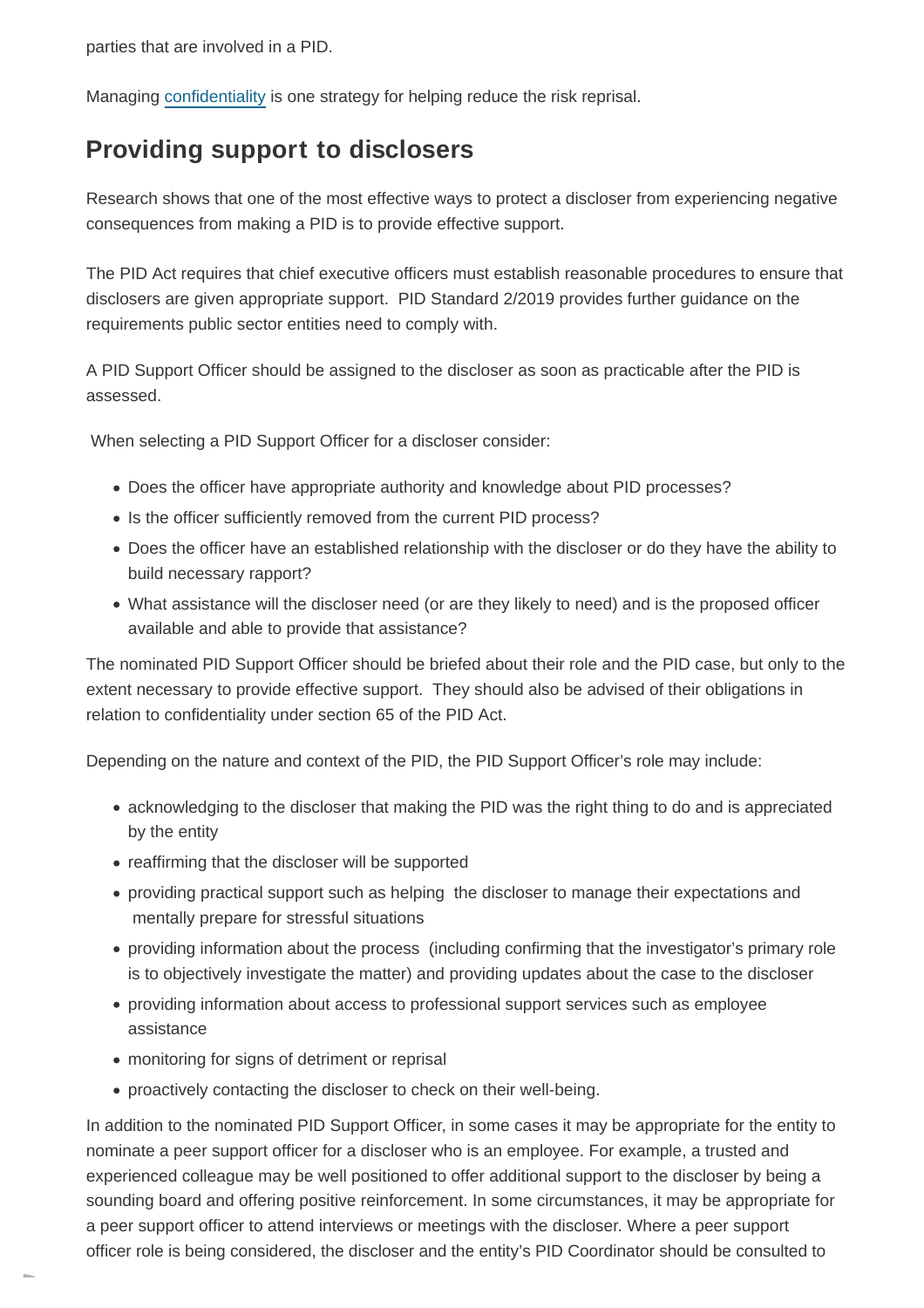parties that are involved in a PID.

Managing confidentiality is one strategy for helping reduce the risk reprisal.

## Providing support to disclosers

Research shows that one of the most effective ways to protect a discloser from experiencing negative consequences from making a PID is to provide effective support.

The PID Act requires that chief executive officers must establish reasonable procedures to ensure that disclosers are given appropriate support. PID Standard 2/2019 provides further guidance on the requirements public sector entities need to comply with.

A PID Support Officer should be assigned to the discloser as soon as practicable after the PID is assessed.

When selecting a PID Support Officer for a discloser consider:

- Does the officer have appropriate authority and knowledge about PID processes?
- Is the officer sufficiently removed from the current PID process?
- Does the officer have an established relationship with the discloser or do they have the ability to build necessary rapport?
- What assistance will the discloser need (or are they likely to need) and is the proposed officer available and able to provide that assistance?

The nominated PID Support Officer should be briefed about their role and the PID case, but only to the extent necessary to provide effective support. They should also be advised of their obligations in relation to confidentiality under section 65 of the PID Act.

Depending on the nature and context of the PID, the PID Support Officer's role may include:

- acknowledging to the discloser that making the PID was the right thing to do and is appreciated by the entity
- reaffirming that the discloser will be supported
- providing practical support such as helping the discloser to manage their expectations and mentally prepare for stressful situations
- providing information about the process (including confirming that the investigator's primary role is to objectively investigate the matter) and providing updates about the case to the discloser
- providing information about access to professional support services such as employee assistance
- monitoring for signs of detriment or reprisal
- proactively contacting the discloser to check on their well-being.

In addition to the nominated PID Support Officer, in some cases it may be appropriate for the entity to nominate a peer support officer for a discloser who is an employee. For example, a trusted and experienced colleague may be well positioned to offer additional support to the discloser by being a sounding board and offering positive reinforcement. In some circumstances, it may be appropriate for a peer support officer to attend interviews or meetings with the discloser. Where a peer support officer role is being considered, the discloser and the entity's PID Coordinator should be consulted to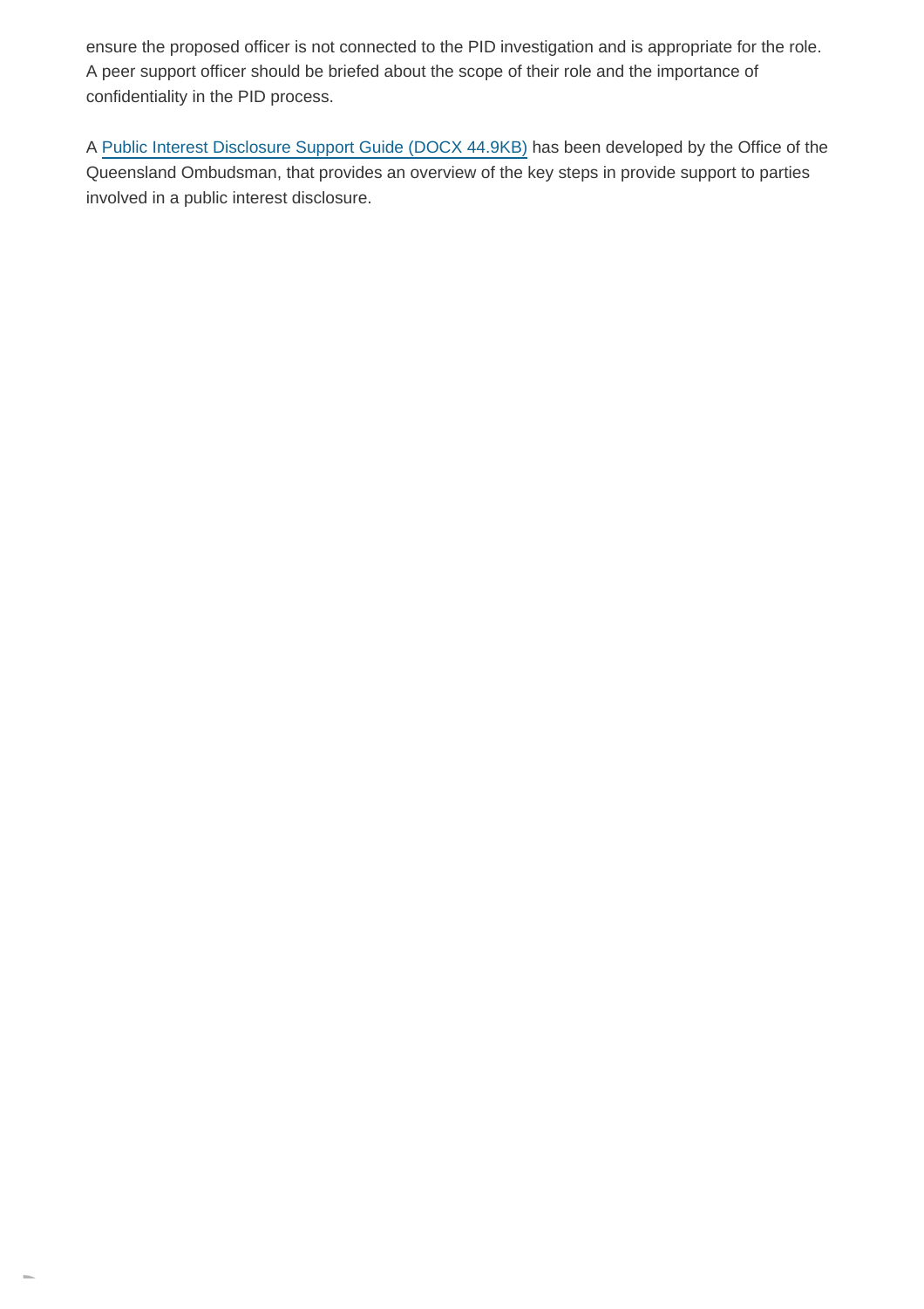ensure the proposed officer is not connected to the PID investigation and is appropriate for the role. A peer support officer should be briefed about the scope of their role and the importance of confidentiality in the PID process.

A Public Interest Disclosure Support Guide (DOCX 44.9KB) has been developed by the Office of the Queensland Ombudsman, that provides an overview of the key steps in provide support to parties involved in a public interest disclosure.